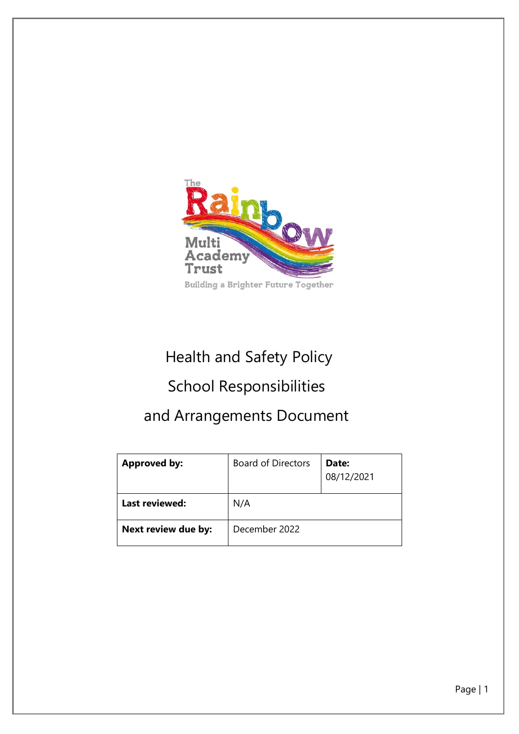# Health and Safety Policy

# School Responsibilities

# and Arrangements Document

| **Approved by:** | Board of Directors | **Date:** 08/12/2021 |
|---|---|---|
| **Last reviewed:** | N/A | |
| **Next review due by:** | December 2022 | |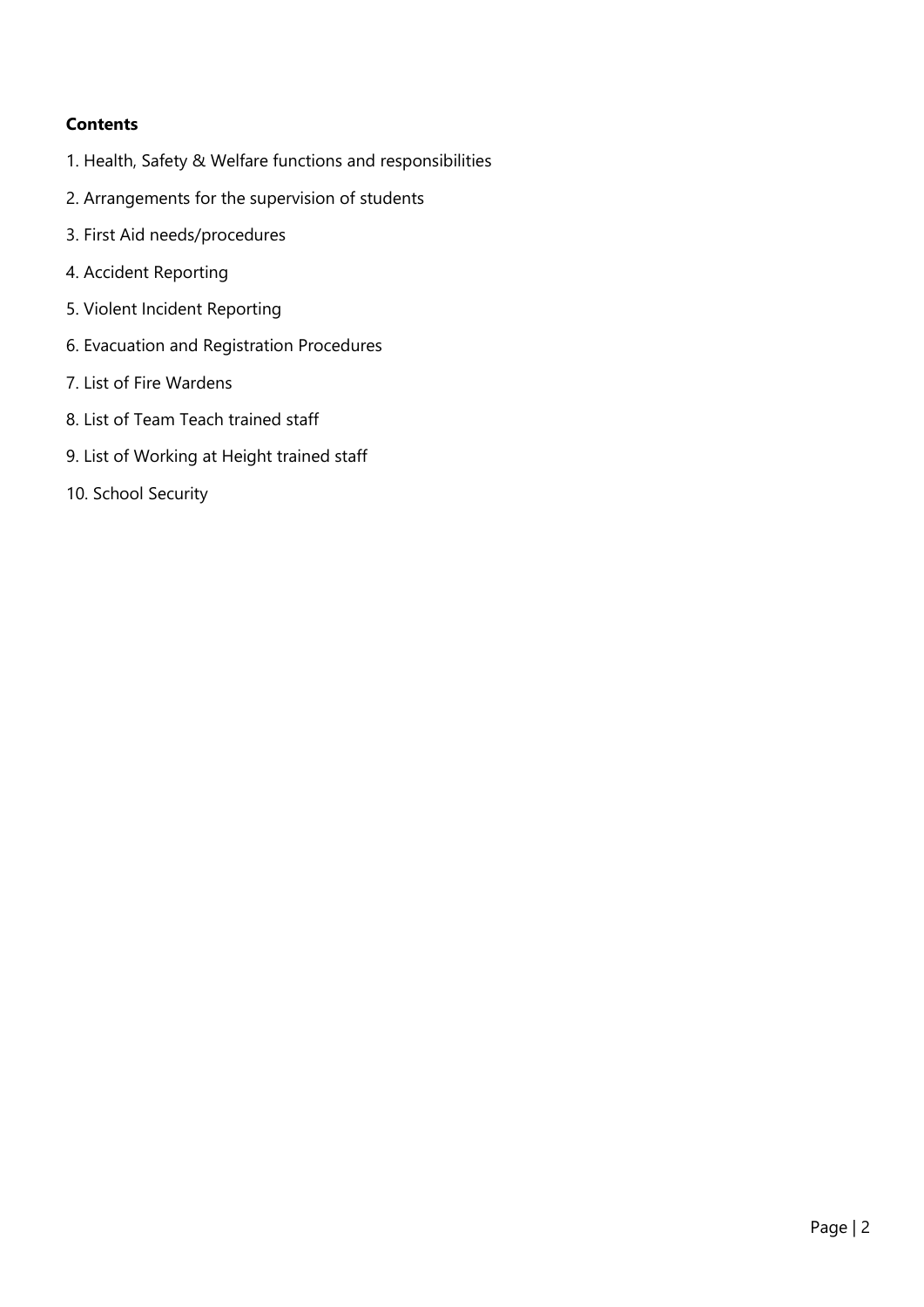**Contents**

1. Health, Safety & Welfare functions and responsibilities
2. Arrangements for the supervision of students
3. First Aid needs/procedures
4. Accident Reporting
5. Violent Incident Reporting
6. Evacuation and Registration Procedures
7. List of Fire Wardens
8. List of Team Teach trained staff
9. List of Working at Height trained staff
10. School Security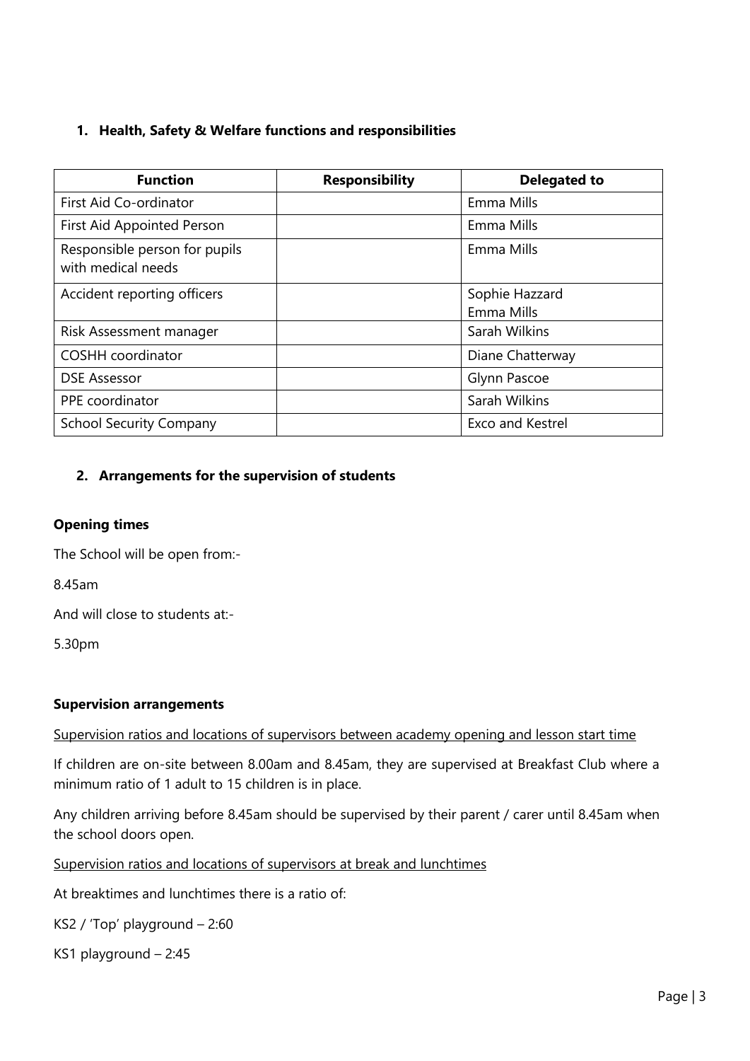## 1. Health, Safety & Welfare functions and responsibilities

| Function | Responsibility | Delegated to |
| --- | --- | --- |
| First Aid Co-ordinator | | Emma Mills |
| First Aid Appointed Person | | Emma Mills |
| Responsible person for pupils with medical needs | | Emma Mills |
| Accident reporting officers | | Sophie Hazzard<br>Emma Mills |
| Risk Assessment manager | | Sarah Wilkins |
| COSHH coordinator | | Diane Chatterway |
| DSE Assessor | | Glynn Pascoe |
| PPE coordinator | | Sarah Wilkins |
| School Security Company | | Exco and Kestrel |

## 2. Arrangements for the supervision of students

### Opening times

The School will be open from:-

8.45am

And will close to students at:-

5.30pm

### Supervision arrangements

<u>Supervision ratios and locations of supervisors between academy opening and lesson start time</u>

If children are on-site between 8.00am and 8.45am, they are supervised at Breakfast Club where a minimum ratio of 1 adult to 15 children is in place.

Any children arriving before 8.45am should be supervised by their parent / carer until 8.45am when the school doors open.

<u>Supervision ratios and locations of supervisors at break and lunchtimes</u>

At breaktimes and lunchtimes there is a ratio of:

KS2 / 'Top' playground – 2:60

KS1 playground – 2:45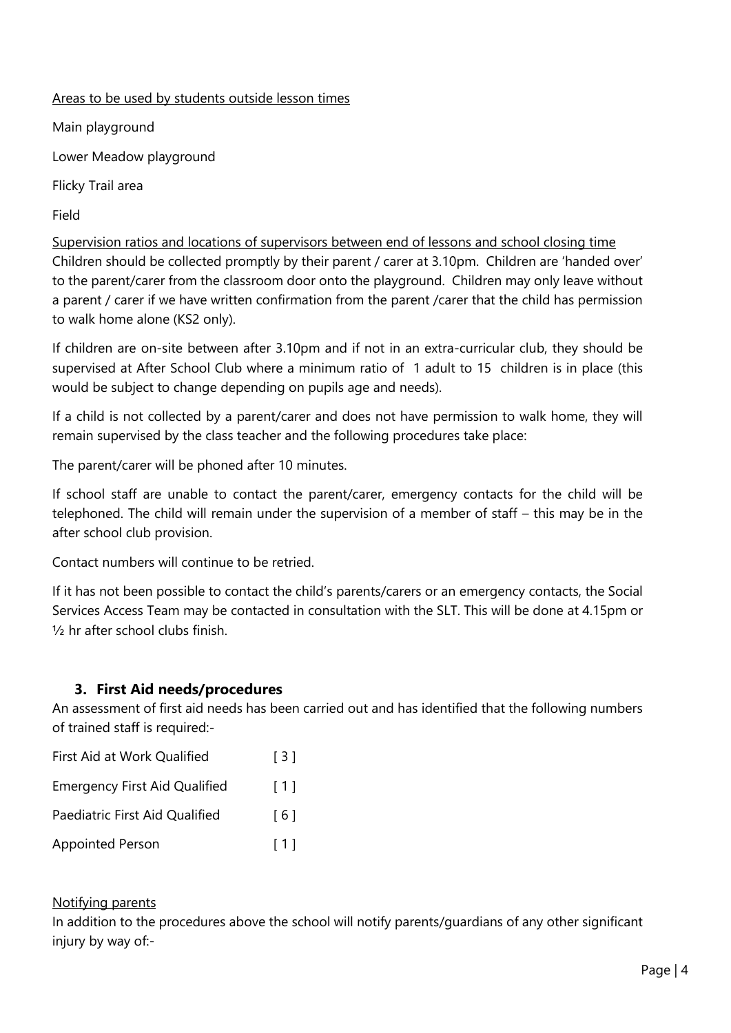Areas to be used by students outside lesson times

Main playground

Lower Meadow playground

Flicky Trail area

Field

Supervision ratios and locations of supervisors between end of lessons and school closing time

Children should be collected promptly by their parent / carer at 3.10pm. Children are 'handed over' to the parent/carer from the classroom door onto the playground. Children may only leave without a parent / carer if we have written confirmation from the parent /carer that the child has permission to walk home alone (KS2 only).

If children are on-site between after 3.10pm and if not in an extra-curricular club, they should be supervised at After School Club where a minimum ratio of 1 adult to 15 children is in place (this would be subject to change depending on pupils age and needs).

If a child is not collected by a parent/carer and does not have permission to walk home, they will remain supervised by the class teacher and the following procedures take place:

The parent/carer will be phoned after 10 minutes.

If school staff are unable to contact the parent/carer, emergency contacts for the child will be telephoned. The child will remain under the supervision of a member of staff – this may be in the after school club provision.

Contact numbers will continue to be retried.

If it has not been possible to contact the child's parents/carers or an emergency contacts, the Social Services Access Team may be contacted in consultation with the SLT. This will be done at 4.15pm or ½ hr after school clubs finish.

## 3. First Aid needs/procedures

An assessment of first aid needs has been carried out and has identified that the following numbers of trained staff is required:-

| | |
|---|---|
| First Aid at Work Qualified | [ 3 ] |
| Emergency First Aid Qualified | [ 1 ] |
| Paediatric First Aid Qualified | [ 6 ] |
| Appointed Person | [ 1 ] |

Notifying parents

In addition to the procedures above the school will notify parents/guardians of any other significant injury by way of:-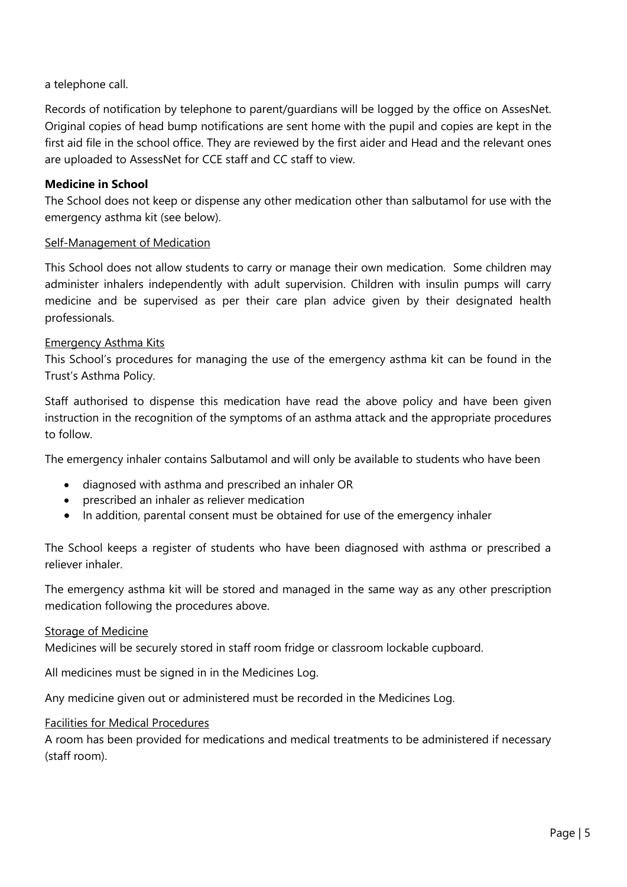a telephone call.

Records of notification by telephone to parent/guardians will be logged by the office on AssesNet. Original copies of head bump notifications are sent home with the pupil and copies are kept in the first aid file in the school office. They are reviewed by the first aider and Head and the relevant ones are uploaded to AssessNet for CCE staff and CC staff to view.

**Medicine in School**

The School does not keep or dispense any other medication other than salbutamol for use with the emergency asthma kit (see below).

Self-Management of Medication

This School does not allow students to carry or manage their own medication. Some children may administer inhalers independently with adult supervision. Children with insulin pumps will carry medicine and be supervised as per their care plan advice given by their designated health professionals.

Emergency Asthma Kits

This School's procedures for managing the use of the emergency asthma kit can be found in the Trust's Asthma Policy.

Staff authorised to dispense this medication have read the above policy and have been given instruction in the recognition of the symptoms of an asthma attack and the appropriate procedures to follow.

The emergency inhaler contains Salbutamol and will only be available to students who have been

- diagnosed with asthma and prescribed an inhaler OR
- prescribed an inhaler as reliever medication
- In addition, parental consent must be obtained for use of the emergency inhaler

The School keeps a register of students who have been diagnosed with asthma or prescribed a reliever inhaler.

The emergency asthma kit will be stored and managed in the same way as any other prescription medication following the procedures above.

Storage of Medicine

Medicines will be securely stored in staff room fridge or classroom lockable cupboard.

All medicines must be signed in in the Medicines Log.

Any medicine given out or administered must be recorded in the Medicines Log.

Facilities for Medical Procedures

A room has been provided for medications and medical treatments to be administered if necessary (staff room).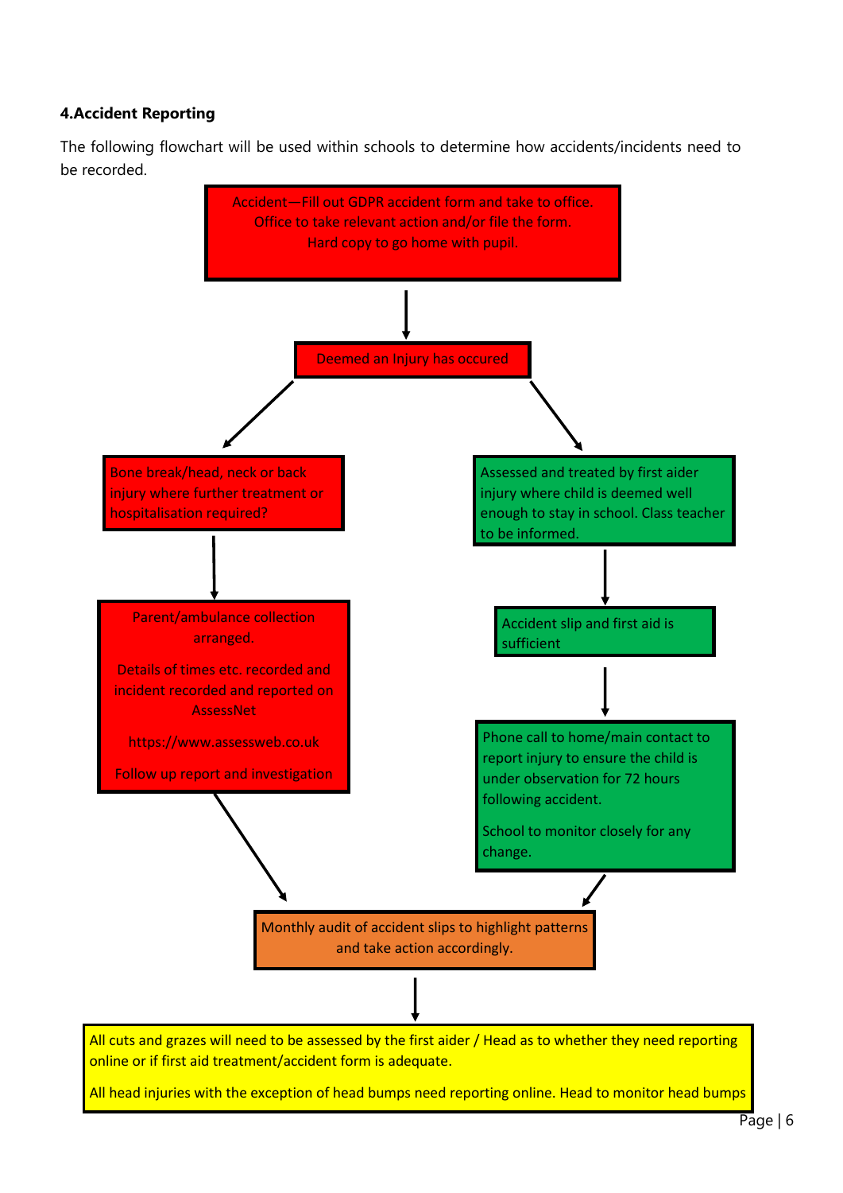**4.Accident Reporting**

The following flowchart will be used within schools to determine how accidents/incidents need to be recorded.

Accident—Fill out GDPR accident form and take to office.
Office to take relevant action and/or file the form.
Hard copy to go home with pupil.

↓

Deemed an Injury has occured

**Left branch:**

Bone break/head, neck or back injury where further treatment or hospitalisation required?

↓

Parent/ambulance collection arranged.

Details of times etc. recorded and incident recorded and reported on AssessNet

https://www.assessweb.co.uk

Follow up report and investigation

**Right branch:**

Assessed and treated by first aider injury where child is deemed well enough to stay in school. Class teacher to be informed.

↓

Accident slip and first aid is sufficient

↓

Phone call to home/main contact to report injury to ensure the child is under observation for 72 hours following accident.

School to monitor closely for any change.

**Both branches lead to:**

Monthly audit of accident slips to highlight patterns and take action accordingly.

↓

All cuts and grazes will need to be assessed by the first aider / Head as to whether they need reporting online or if first aid treatment/accident form is adequate.

All head injuries with the exception of head bumps need reporting online. Head to monitor head bumps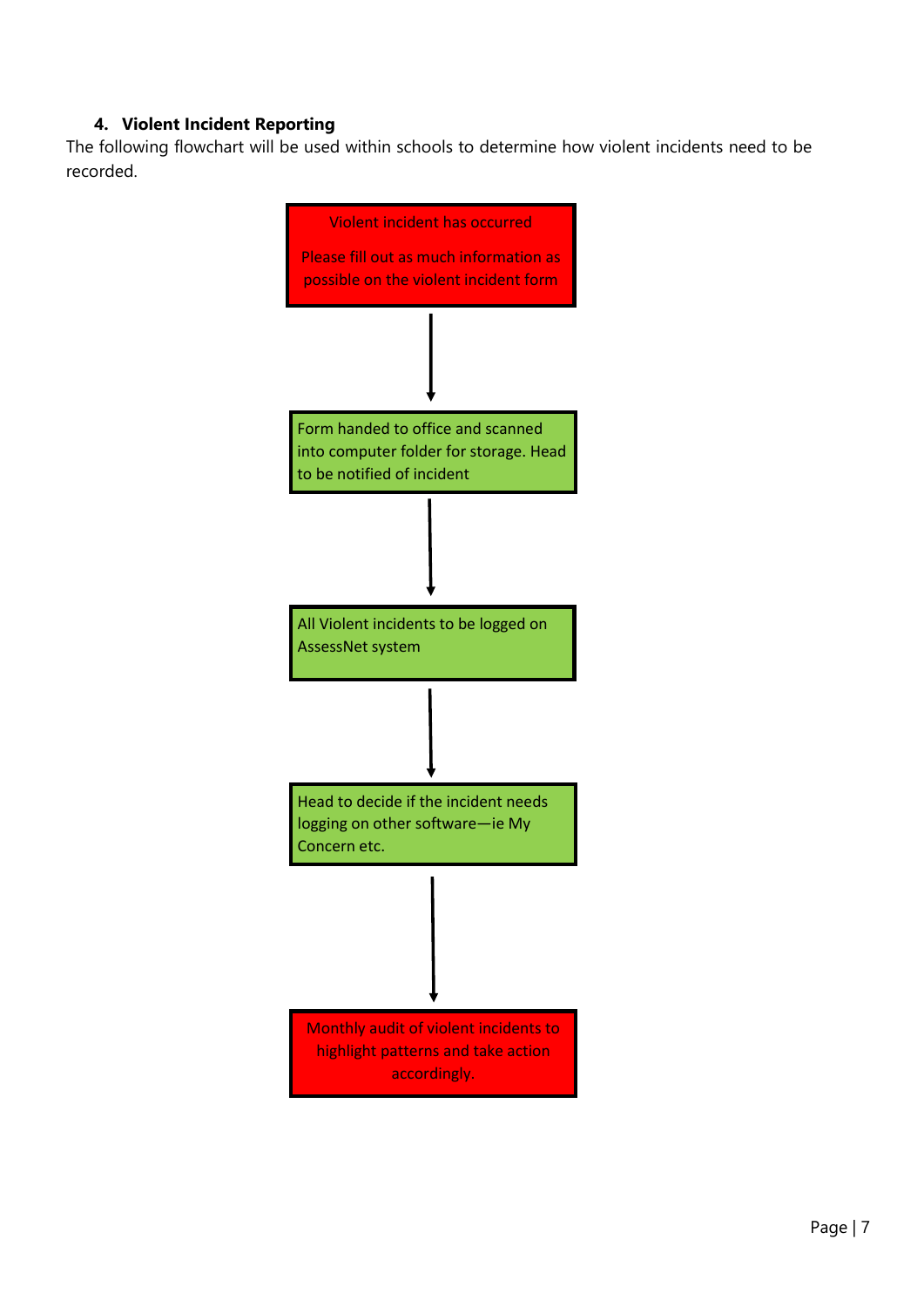### 4. Violent Incident Reporting

The following flowchart will be used within schools to determine how violent incidents need to be recorded.

Violent incident has occurred

Please fill out as much information as possible on the violent incident form

↓

Form handed to office and scanned into computer folder for storage. Head to be notified of incident

↓

All Violent incidents to be logged on AssessNet system

↓

Head to decide if the incident needs logging on other software—ie My Concern etc.

↓

Monthly audit of violent incidents to highlight patterns and take action accordingly.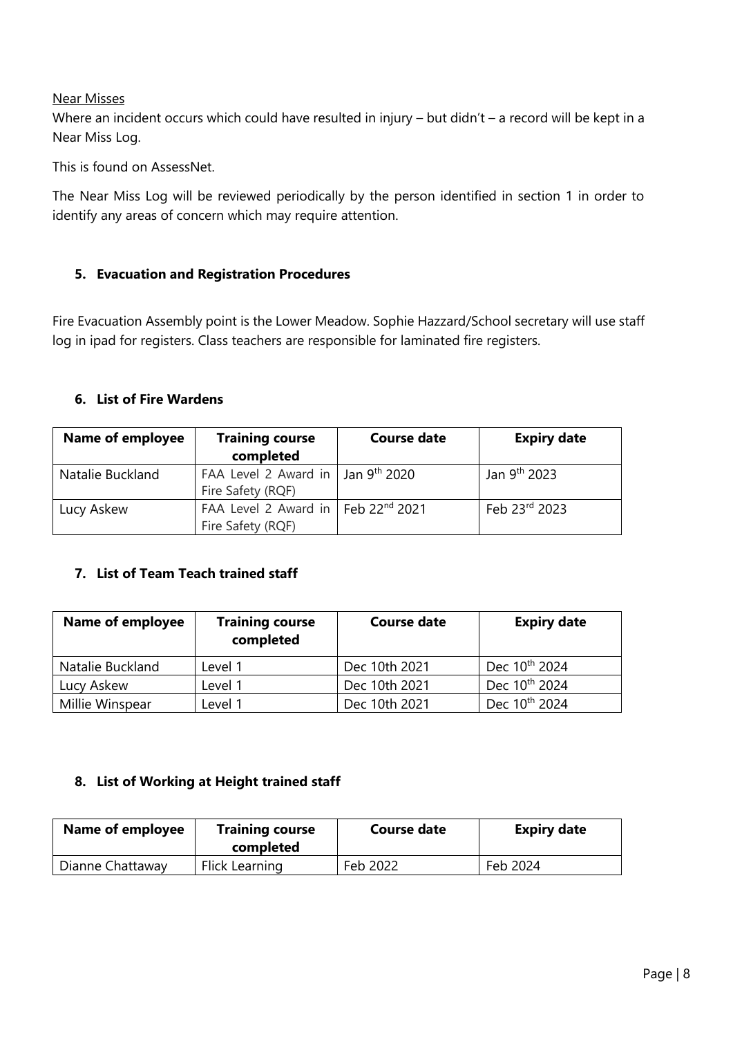Near Misses

Where an incident occurs which could have resulted in injury – but didn't – a record will be kept in a Near Miss Log.

This is found on AssessNet.

The Near Miss Log will be reviewed periodically by the person identified in section 1 in order to identify any areas of concern which may require attention.

### 5. Evacuation and Registration Procedures

Fire Evacuation Assembly point is the Lower Meadow. Sophie Hazzard/School secretary will use staff log in ipad for registers. Class teachers are responsible for laminated fire registers.

### 6. List of Fire Wardens

| Name of employee | Training course completed | Course date | Expiry date |
|---|---|---|---|
| Natalie Buckland | FAA Level 2 Award in Fire Safety (RQF) | Jan 9th 2020 | Jan 9th 2023 |
| Lucy Askew | FAA Level 2 Award in Fire Safety (RQF) | Feb 22nd 2021 | Feb 23rd 2023 |

### 7. List of Team Teach trained staff

| Name of employee | Training course completed | Course date | Expiry date |
|---|---|---|---|
| Natalie Buckland | Level 1 | Dec 10th 2021 | Dec 10th 2024 |
| Lucy Askew | Level 1 | Dec 10th 2021 | Dec 10th 2024 |
| Millie Winspear | Level 1 | Dec 10th 2021 | Dec 10th 2024 |

### 8. List of Working at Height trained staff

| Name of employee | Training course completed | Course date | Expiry date |
|---|---|---|---|
| Dianne Chattaway | Flick Learning | Feb 2022 | Feb 2024 |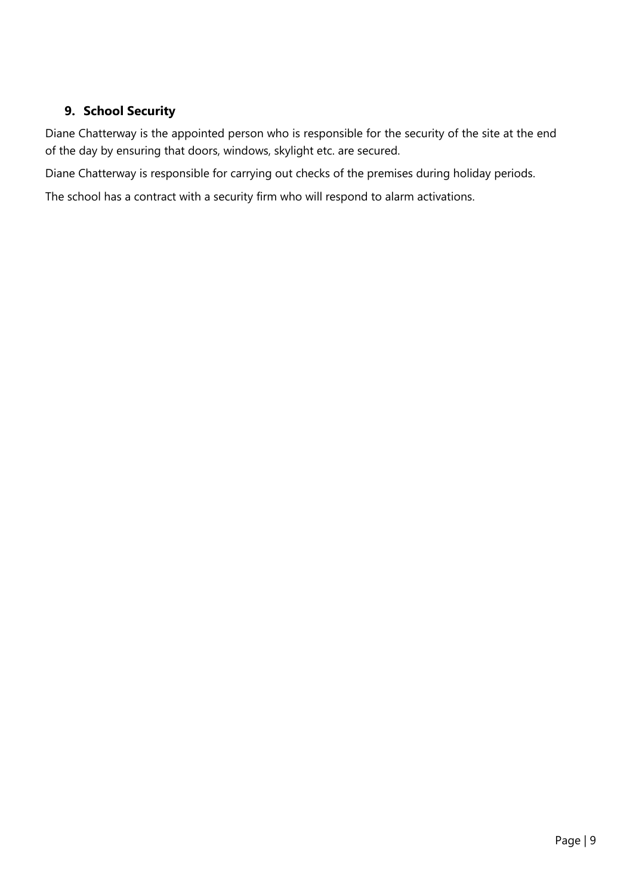## 9. School Security

Diane Chatterway is the appointed person who is responsible for the security of the site at the end of the day by ensuring that doors, windows, skylight etc. are secured.

Diane Chatterway is responsible for carrying out checks of the premises during holiday periods.

The school has a contract with a security firm who will respond to alarm activations.